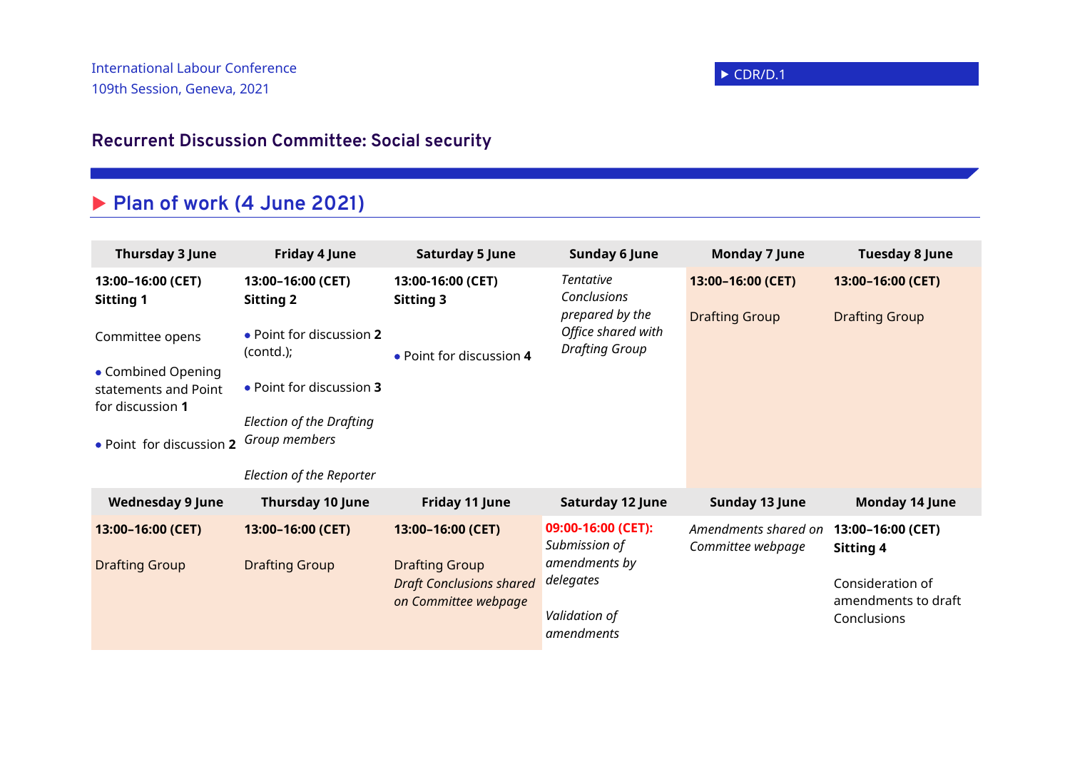International Labour Conference
109th Session, Geneva, 2021

▶ CDR/D.1

## Recurrent Discussion Committee: Social security

# ▶ Plan of work (4 June 2021)

| Thursday 3 June | Friday 4 June | Saturday 5 June | Sunday 6 June | Monday 7 June | Tuesday 8 June |
|---|---|---|---|---|---|
| **13:00–16:00 (CET)**<br>**Sitting 1**<br><br>Committee opens<br><br>• Combined Opening statements and Point for discussion **1**<br><br>• Point for discussion **2** | **13:00–16:00 (CET)**<br>**Sitting 2**<br><br>• Point for discussion **2** (contd.);<br><br>• Point for discussion **3**<br><br>*Election of the Drafting Group members*<br><br>*Election of the Reporter* | **13:00-16:00 (CET)**<br>**Sitting 3**<br><br>• Point for discussion **4** | *Tentative Conclusions prepared by the Office shared with Drafting Group* | **13:00–16:00 (CET)**<br><br>Drafting Group | **13:00–16:00 (CET)**<br><br>Drafting Group |
| **Wednesday 9 June** | **Thursday 10 June** | **Friday 11 June** | **Saturday 12 June** | **Sunday 13 June** | **Monday 14 June** |
| **13:00–16:00 (CET)**<br><br>Drafting Group | **13:00–16:00 (CET)**<br><br>Drafting Group | **13:00–16:00 (CET)**<br><br>Drafting Group<br>*Draft Conclusions shared on Committee webpage* | **09:00-16:00 (CET):**<br>*Submission of amendments by delegates*<br><br>*Validation of amendments* | *Amendments shared on Committee webpage* | **13:00–16:00 (CET)**<br>**Sitting 4**<br><br>Consideration of amendments to draft Conclusions |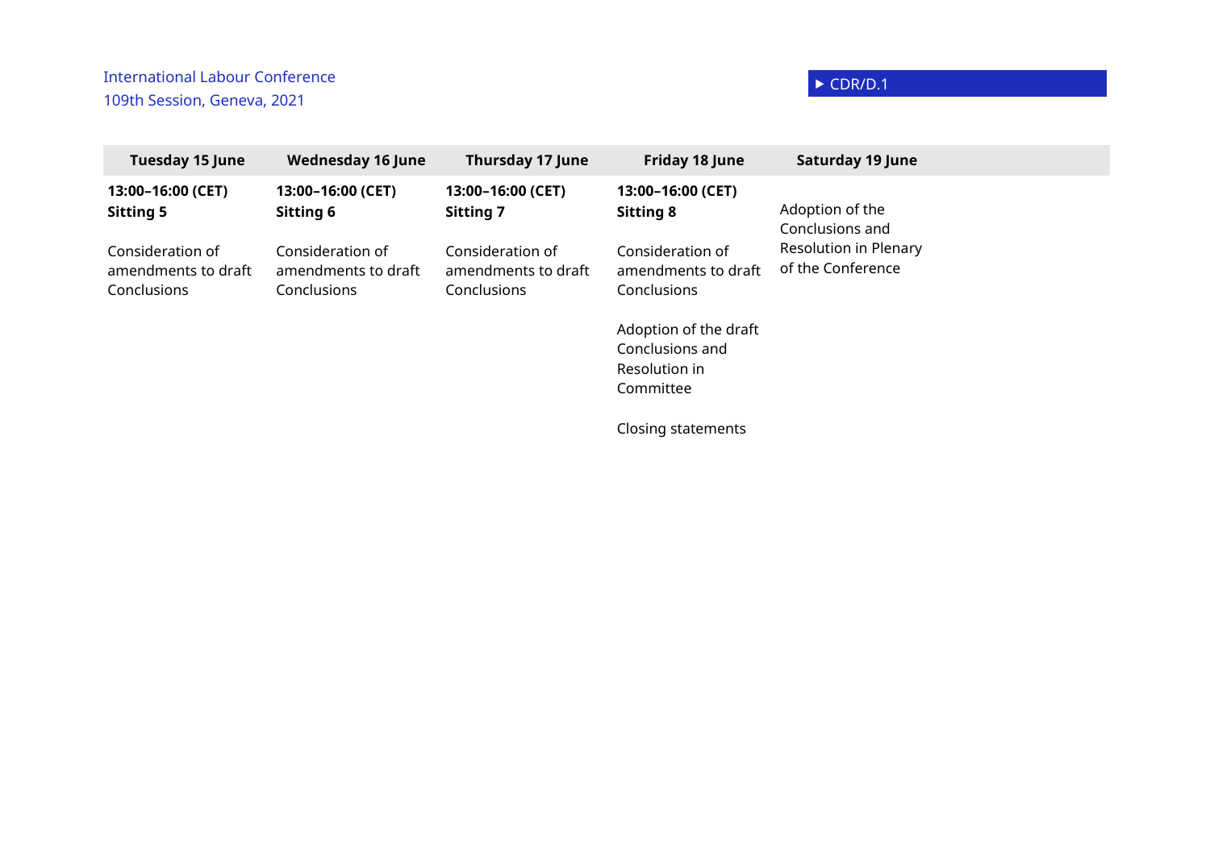International Labour Conference
109th Session, Geneva, 2021

▶ CDR/D.1

| Tuesday 15 June | Wednesday 16 June | Thursday 17 June | Friday 18 June | Saturday 19 June |
|---|---|---|---|---|
| **13:00–16:00 (CET)** **Sitting 5** Consideration of amendments to draft Conclusions | **13:00–16:00 (CET)** **Sitting 6** Consideration of amendments to draft Conclusions | **13:00–16:00 (CET)** **Sitting 7** Consideration of amendments to draft Conclusions | **13:00–16:00 (CET)** **Sitting 8** Consideration of amendments to draft Conclusions Adoption of the draft Conclusions and Resolution in Committee Closing statements | Adoption of the Conclusions and Resolution in Plenary of the Conference |